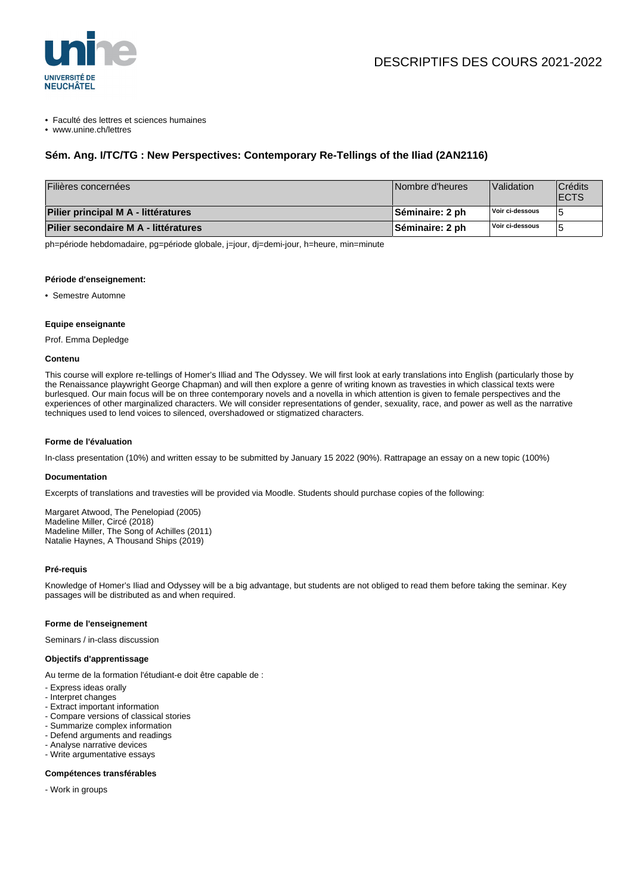DESCRIPTIFS DES COURS 2021-2022

- Faculté des lettres et sciences humaines
- www.unine.ch/lettres

## Sém. Ang. I/TC/TG : New Perspectives: Contemporary Re-Tellings of the Iliad (2AN2116)

| Filières concernées | Nombre d'heures | Validation | Crédits ECTS |
|---|---|---|---|
| **Pilier principal M A - littératures** | **Séminaire: 2 ph** | Voir ci-dessous | 5 |
| **Pilier secondaire M A - littératures** | **Séminaire: 2 ph** | Voir ci-dessous | 5 |

ph=période hebdomadaire, pg=période globale, j=jour, dj=demi-jour, h=heure, min=minute

#### Période d'enseignement:

- Semestre Automne

#### Equipe enseignante

Prof. Emma Depledge

#### Contenu

This course will explore re-tellings of Homer's Illiad and The Odyssey. We will first look at early translations into English (particularly those by the Renaissance playwright George Chapman) and will then explore a genre of writing known as travesties in which classical texts were burlesqued. Our main focus will be on three contemporary novels and a novella in which attention is given to female perspectives and the experiences of other marginalized characters. We will consider representations of gender, sexuality, race, and power as well as the narrative techniques used to lend voices to silenced, overshadowed or stigmatized characters.

#### Forme de l'évaluation

In-class presentation (10%) and written essay to be submitted by January 15 2022 (90%). Rattrapage an essay on a new topic (100%)

#### Documentation

Excerpts of translations and travesties will be provided via Moodle. Students should purchase copies of the following:

Margaret Atwood, The Penelopiad (2005)
Madeline Miller, Circé (2018)
Madeline Miller, The Song of Achilles (2011)
Natalie Haynes, A Thousand Ships (2019)

#### Pré-requis

Knowledge of Homer's Iliad and Odyssey will be a big advantage, but students are not obliged to read them before taking the seminar. Key passages will be distributed as and when required.

#### Forme de l'enseignement

Seminars / in-class discussion

#### Objectifs d'apprentissage

Au terme de la formation l'étudiant-e doit être capable de :

- Express ideas orally
- Interpret changes
- Extract important information
- Compare versions of classical stories
- Summarize complex information
- Defend arguments and readings
- Analyse narrative devices
- Write argumentative essays

#### Compétences transférables

- Work in groups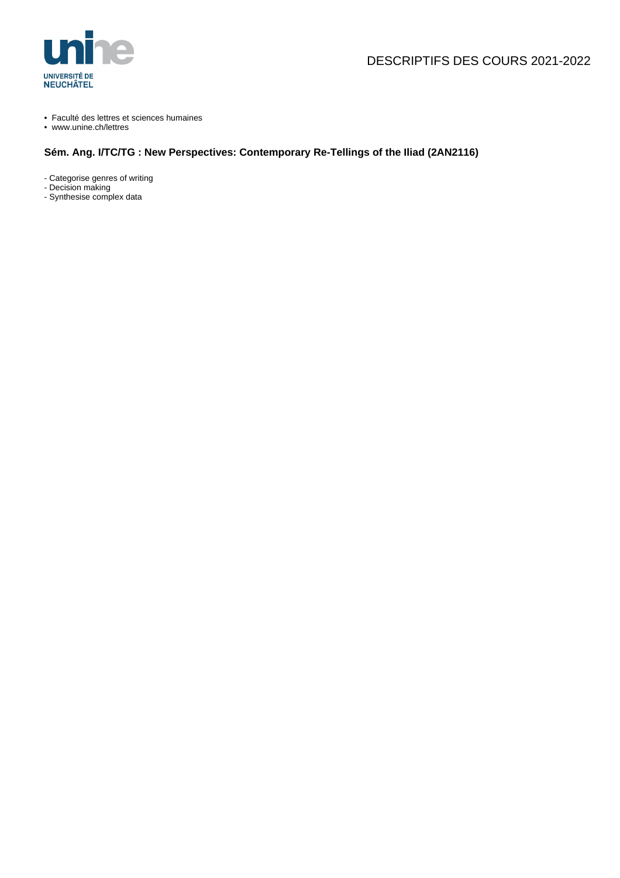### Sém. Ang. I/TC/TG : New Perspectives: Contemporary Re-Tellings of the Iliad (2AN2116)

- Categorise genres of writing
- Decision making
- Synthesise complex data